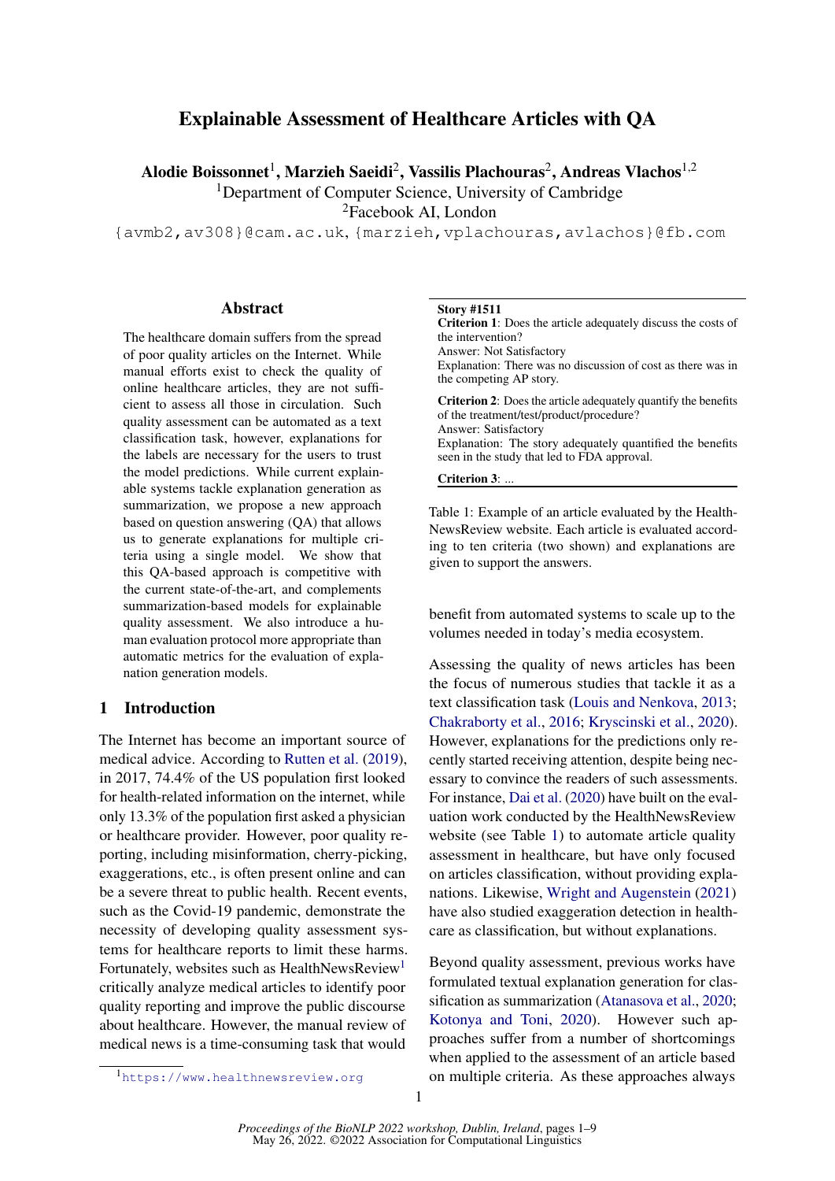# Explainable Assessment of Healthcare Articles with QA

**Alodie Boissonnet**[1], **Marzieh Saeidi**[2], **Vassilis Plachouras**[2], **Andreas Vlachos**[1,2]

[1]Department of Computer Science, University of Cambridge

[2]Facebook AI, London

{avmb2,av308}@cam.ac.uk, {marzieh,vplachouras,avlachos}@fb.com

## Abstract

The healthcare domain suffers from the spread of poor quality articles on the Internet. While manual efforts exist to check the quality of online healthcare articles, they are not sufficient to assess all those in circulation. Such quality assessment can be automated as a text classification task, however, explanations for the labels are necessary for the users to trust the model predictions. While current explainable systems tackle explanation generation as summarization, we propose a new approach based on question answering (QA) that allows us to generate explanations for multiple criteria using a single model. We show that this QA-based approach is competitive with the current state-of-the-art, and complements summarization-based models for explainable quality assessment. We also introduce a human evaluation protocol more appropriate than automatic metrics for the evaluation of explanation generation models.

## 1 Introduction

The Internet has become an important source of medical advice. According to Rutten et al. (2019), in 2017, 74.4% of the US population first looked for health-related information on the internet, while only 13.3% of the population first asked a physician or healthcare provider. However, poor quality reporting, including misinformation, cherry-picking, exaggerations, etc., is often present online and can be a severe threat to public health. Recent events, such as the Covid-19 pandemic, demonstrate the necessity of developing quality assessment systems for healthcare reports to limit these harms. Fortunately, websites such as HealthNewsReview[1] critically analyze medical articles to identify poor quality reporting and improve the public discourse about healthcare. However, the manual review of medical news is a time-consuming task that would benefit from automated systems to scale up to the volumes needed in today's media ecosystem.

---

**Story #1511**

**Criterion 1**: Does the article adequately discuss the costs of the intervention?
Answer: Not Satisfactory
Explanation: There was no discussion of cost as there was in the competing AP story.

**Criterion 2**: Does the article adequately quantify the benefits of the treatment/test/product/procedure?
Answer: Satisfactory
Explanation: The story adequately quantified the benefits seen in the study that led to FDA approval.

**Criterion 3**: ...

---

Table 1: Example of an article evaluated by the HealthNewsReview website. Each article is evaluated according to ten criteria (two shown) and explanations are given to support the answers.

Assessing the quality of news articles has been the focus of numerous studies that tackle it as a text classification task (Louis and Nenkova, 2013; Chakraborty et al., 2016; Kryscinski et al., 2020). However, explanations for the predictions only recently started receiving attention, despite being necessary to convince the readers of such assessments. For instance, Dai et al. (2020) have built on the evaluation work conducted by the HealthNewsReview website (see Table 1) to automate article quality assessment in healthcare, but have only focused on articles classification, without providing explanations. Likewise, Wright and Augenstein (2021) have also studied exaggeration detection in healthcare as classification, but without explanations.

Beyond quality assessment, previous works have formulated textual explanation generation for classification as summarization (Atanasova et al., 2020; Kotonya and Toni, 2020). However such approaches suffer from a number of shortcomings when applied to the assessment of an article based on multiple criteria. As these approaches always

[1]https://www.healthnewsreview.org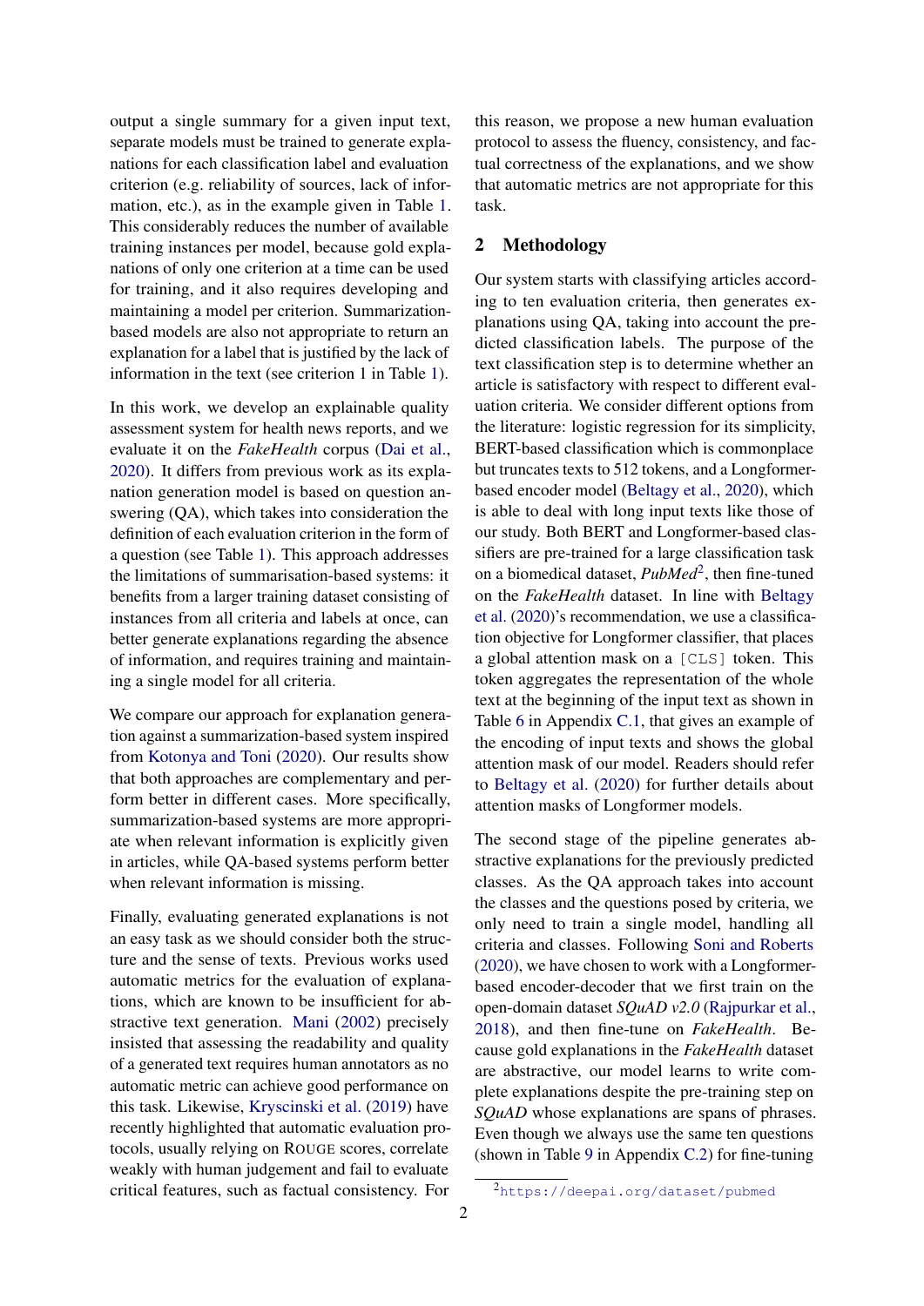output a single summary for a given input text, separate models must be trained to generate explanations for each classification label and evaluation criterion (e.g. reliability of sources, lack of information, etc.), as in the example given in Table 1. This considerably reduces the number of available training instances per model, because gold explanations of only one criterion at a time can be used for training, and it also requires developing and maintaining a model per criterion. Summarization-based models are also not appropriate to return an explanation for a label that is justified by the lack of information in the text (see criterion 1 in Table 1).

In this work, we develop an explainable quality assessment system for health news reports, and we evaluate it on the *FakeHealth* corpus (Dai et al., 2020). It differs from previous work as its explanation generation model is based on question answering (QA), which takes into consideration the definition of each evaluation criterion in the form of a question (see Table 1). This approach addresses the limitations of summarisation-based systems: it benefits from a larger training dataset consisting of instances from all criteria and labels at once, can better generate explanations regarding the absence of information, and requires training and maintaining a single model for all criteria.

We compare our approach for explanation generation against a summarization-based system inspired from Kotonya and Toni (2020). Our results show that both approaches are complementary and perform better in different cases. More specifically, summarization-based systems are more appropriate when relevant information is explicitly given in articles, while QA-based systems perform better when relevant information is missing.

Finally, evaluating generated explanations is not an easy task as we should consider both the structure and the sense of texts. Previous works used automatic metrics for the evaluation of explanations, which are known to be insufficient for abstractive text generation. Mani (2002) precisely insisted that assessing the readability and quality of a generated text requires human annotators as no automatic metric can achieve good performance on this task. Likewise, Kryscinski et al. (2019) have recently highlighted that automatic evaluation protocols, usually relying on ROUGE scores, correlate weakly with human judgement and fail to evaluate critical features, such as factual consistency. For this reason, we propose a new human evaluation protocol to assess the fluency, consistency, and factual correctness of the explanations, and we show that automatic metrics are not appropriate for this task.

## 2 Methodology

Our system starts with classifying articles according to ten evaluation criteria, then generates explanations using QA, taking into account the predicted classification labels. The purpose of the text classification step is to determine whether an article is satisfactory with respect to different evaluation criteria. We consider different options from the literature: logistic regression for its simplicity, BERT-based classification which is commonplace but truncates texts to 512 tokens, and a Longformer-based encoder model (Beltagy et al., 2020), which is able to deal with long input texts like those of our study. Both BERT and Longformer-based classifiers are pre-trained for a large classification task on a biomedical dataset, *PubMed*[2], then fine-tuned on the *FakeHealth* dataset. In line with Beltagy et al. (2020)'s recommendation, we use a classification objective for Longformer classifier, that places a global attention mask on a `[CLS]` token. This token aggregates the representation of the whole text at the beginning of the input text as shown in Table 6 in Appendix C.1, that gives an example of the encoding of input texts and shows the global attention mask of our model. Readers should refer to Beltagy et al. (2020) for further details about attention masks of Longformer models.

The second stage of the pipeline generates abstractive explanations for the previously predicted classes. As the QA approach takes into account the classes and the questions posed by criteria, we only need to train a single model, handling all criteria and classes. Following Soni and Roberts (2020), we have chosen to work with a Longformer-based encoder-decoder that we first train on the open-domain dataset *SQuAD v2.0* (Rajpurkar et al., 2018), and then fine-tune on *FakeHealth*. Because gold explanations in the *FakeHealth* dataset are abstractive, our model learns to write complete explanations despite the pre-training step on *SQuAD* whose explanations are spans of phrases. Even though we always use the same ten questions (shown in Table 9 in Appendix C.2) for fine-tuning

[2] https://deepai.org/dataset/pubmed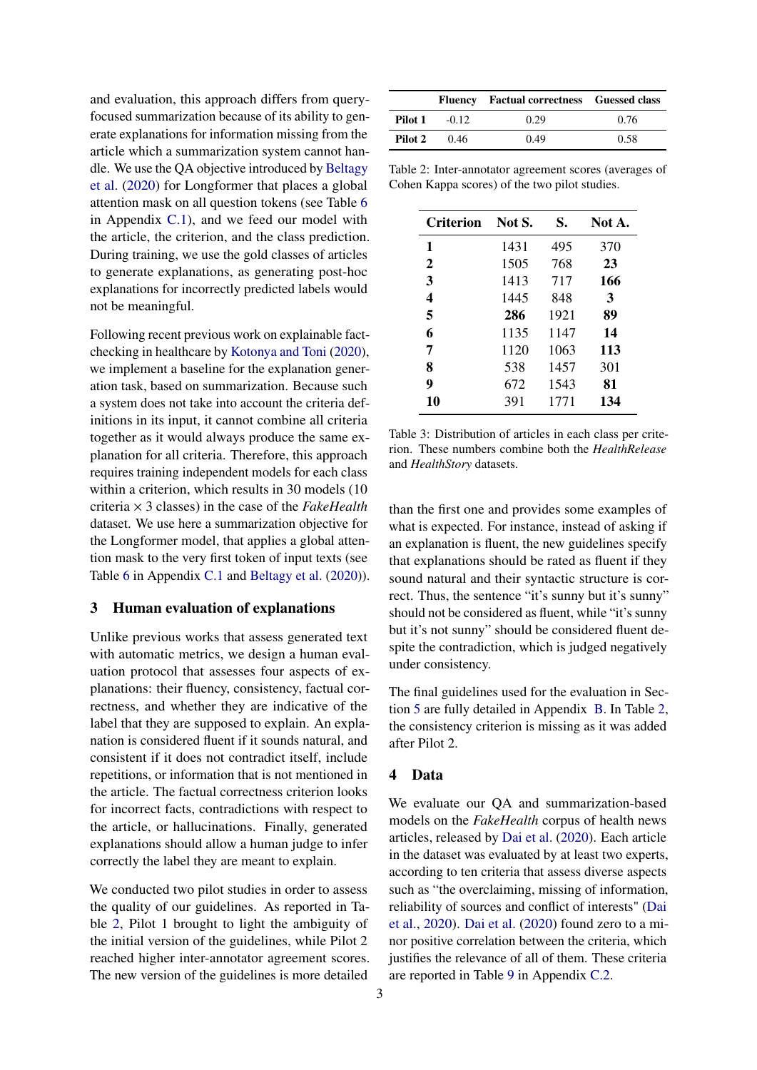and evaluation, this approach differs from query-focused summarization because of its ability to generate explanations for information missing from the article which a summarization system cannot handle. We use the QA objective introduced by Beltagy et al. (2020) for Longformer that places a global attention mask on all question tokens (see Table 6 in Appendix C.1), and we feed our model with the article, the criterion, and the class prediction. During training, we use the gold classes of articles to generate explanations, as generating post-hoc explanations for incorrectly predicted labels would not be meaningful.

Following recent previous work on explainable fact-checking in healthcare by Kotonya and Toni (2020), we implement a baseline for the explanation generation task, based on summarization. Because such a system does not take into account the criteria definitions in its input, it cannot combine all criteria together as it would always produce the same explanation for all criteria. Therefore, this approach requires training independent models for each class within a criterion, which results in 30 models (10 criteria $\times$ 3 classes) in the case of the *FakeHealth* dataset. We use here a summarization objective for the Longformer model, that applies a global attention mask to the very first token of input texts (see Table 6 in Appendix C.1 and Beltagy et al. (2020)).

## 3 Human evaluation of explanations

Unlike previous works that assess generated text with automatic metrics, we design a human evaluation protocol that assesses four aspects of explanations: their fluency, consistency, factual correctness, and whether they are indicative of the label that they are supposed to explain. An explanation is considered fluent if it sounds natural, and consistent if it does not contradict itself, include repetitions, or information that is not mentioned in the article. The factual correctness criterion looks for incorrect facts, contradictions with respect to the article, or hallucinations. Finally, generated explanations should allow a human judge to infer correctly the label they are meant to explain.

We conducted two pilot studies in order to assess the quality of our guidelines. As reported in Table 2, Pilot 1 brought to light the ambiguity of the initial version of the guidelines, while Pilot 2 reached higher inter-annotator agreement scores. The new version of the guidelines is more detailed than the first one and provides some examples of what is expected. For instance, instead of asking if an explanation is fluent, the new guidelines specify that explanations should be rated as fluent if they sound natural and their syntactic structure is correct. Thus, the sentence "it's sunny but it's sunny" should not be considered as fluent, while "it's sunny but it's not sunny" should be considered fluent despite the contradiction, which is judged negatively under consistency.

| | Fluency | Factual correctness | Guessed class |
|---|---|---|---|
| **Pilot 1** | -0.12 | 0.29 | 0.76 |
| **Pilot 2** | 0.46 | 0.49 | 0.58 |

Table 2: Inter-annotator agreement scores (averages of Cohen Kappa scores) of the two pilot studies.

| Criterion | Not S. | S. | Not A. |
|---|---|---|---|
| **1** | 1431 | 495 | 370 |
| **2** | 1505 | 768 | **23** |
| **3** | 1413 | 717 | **166** |
| **4** | 1445 | 848 | **3** |
| **5** | **286** | 1921 | **89** |
| **6** | 1135 | 1147 | **14** |
| **7** | 1120 | 1063 | **113** |
| **8** | 538 | 1457 | 301 |
| **9** | 672 | 1543 | **81** |
| **10** | 391 | 1771 | **134** |

Table 3: Distribution of articles in each class per criterion. These numbers combine both the *HealthRelease* and *HealthStory* datasets.

The final guidelines used for the evaluation in Section 5 are fully detailed in Appendix B. In Table 2, the consistency criterion is missing as it was added after Pilot 2.

## 4 Data

We evaluate our QA and summarization-based models on the *FakeHealth* corpus of health news articles, released by Dai et al. (2020). Each article in the dataset was evaluated by at least two experts, according to ten criteria that assess diverse aspects such as "the overclaiming, missing of information, reliability of sources and conflict of interests" (Dai et al., 2020). Dai et al. (2020) found zero to a minor positive correlation between the criteria, which justifies the relevance of all of them. These criteria are reported in Table 9 in Appendix C.2.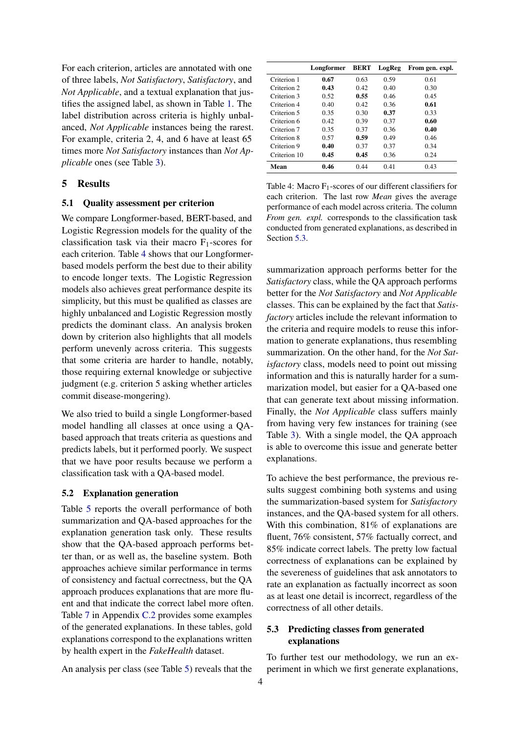For each criterion, articles are annotated with one of three labels, *Not Satisfactory*, *Satisfactory*, and *Not Applicable*, and a textual explanation that justifies the assigned label, as shown in Table 1. The label distribution across criteria is highly unbalanced, *Not Applicable* instances being the rarest. For example, criteria 2, 4, and 6 have at least 65 times more *Not Satisfactory* instances than *Not Applicable* ones (see Table 3).

## 5 Results

### 5.1 Quality assessment per criterion

We compare Longformer-based, BERT-based, and Logistic Regression models for the quality of the classification task via their macro $F_1$-scores for each criterion. Table 4 shows that our Longformer-based models perform the best due to their ability to encode longer texts. The Logistic Regression models also achieves great performance despite its simplicity, but this must be qualified as classes are highly unbalanced and Logistic Regression mostly predicts the dominant class. An analysis broken down by criterion also highlights that all models perform unevenly across criteria. This suggests that some criteria are harder to handle, notably, those requiring external knowledge or subjective judgment (e.g. criterion 5 asking whether articles commit disease-mongering).

We also tried to build a single Longformer-based model handling all classes at once using a QA-based approach that treats criteria as questions and predicts labels, but it performed poorly. We suspect that we have poor results because we perform a classification task with a QA-based model.

### 5.2 Explanation generation

Table 5 reports the overall performance of both summarization and QA-based approaches for the explanation generation task only. These results show that the QA-based approach performs better than, or as well as, the baseline system. Both approaches achieve similar performance in terms of consistency and factual correctness, but the QA approach produces explanations that are more fluent and that indicate the correct label more often. Table 7 in Appendix C.2 provides some examples of the generated explanations. In these tables, gold explanations correspond to the explanations written by health expert in the *FakeHealth* dataset.

An analysis per class (see Table 5) reveals that the summarization approach performs better for the *Satisfactory* class, while the QA approach performs better for the *Not Satisfactory* and *Not Applicable* classes. This can be explained by the fact that *Satisfactory* articles include the relevant information to the criteria and require models to reuse this information to generate explanations, thus resembling summarization. On the other hand, for the *Not Satisfactory* class, models need to point out missing information and this is naturally harder for a summarization model, but easier for a QA-based one that can generate text about missing information. Finally, the *Not Applicable* class suffers mainly from having very few instances for training (see Table 3). With a single model, the QA approach is able to overcome this issue and generate better explanations.

To achieve the best performance, the previous results suggest combining both systems and using the summarization-based system for *Satisfactory* instances, and the QA-based system for all others. With this combination, 81% of explanations are fluent, 76% consistent, 57% factually correct, and 85% indicate correct labels. The pretty low factual correctness of explanations can be explained by the severeness of guidelines that ask annotators to rate an explanation as factually incorrect as soon as at least one detail is incorrect, regardless of the correctness of all other details.

|  | Longformer | BERT | LogReg | From gen. expl. |
|---|---|---|---|---|
| Criterion 1 | **0.67** | 0.63 | 0.59 | 0.61 |
| Criterion 2 | **0.43** | 0.42 | 0.40 | 0.30 |
| Criterion 3 | 0.52 | **0.55** | 0.46 | 0.45 |
| Criterion 4 | 0.40 | 0.42 | 0.36 | **0.61** |
| Criterion 5 | 0.35 | 0.30 | **0.37** | 0.33 |
| Criterion 6 | 0.42 | 0.39 | 0.37 | **0.60** |
| Criterion 7 | 0.35 | 0.37 | 0.36 | **0.40** |
| Criterion 8 | 0.57 | **0.59** | 0.49 | 0.46 |
| Criterion 9 | **0.40** | 0.37 | 0.37 | 0.34 |
| Criterion 10 | **0.45** | **0.45** | 0.36 | 0.24 |
| **Mean** | **0.46** | 0.44 | 0.41 | 0.43 |

Table 4: Macro $F_1$-scores of our different classifiers for each criterion. The last row *Mean* gives the average performance of each model across criteria. The column *From gen. expl.* corresponds to the classification task conducted from generated explanations, as described in Section 5.3.

### 5.3 Predicting classes from generated explanations

To further test our methodology, we run an experiment in which we first generate explanations,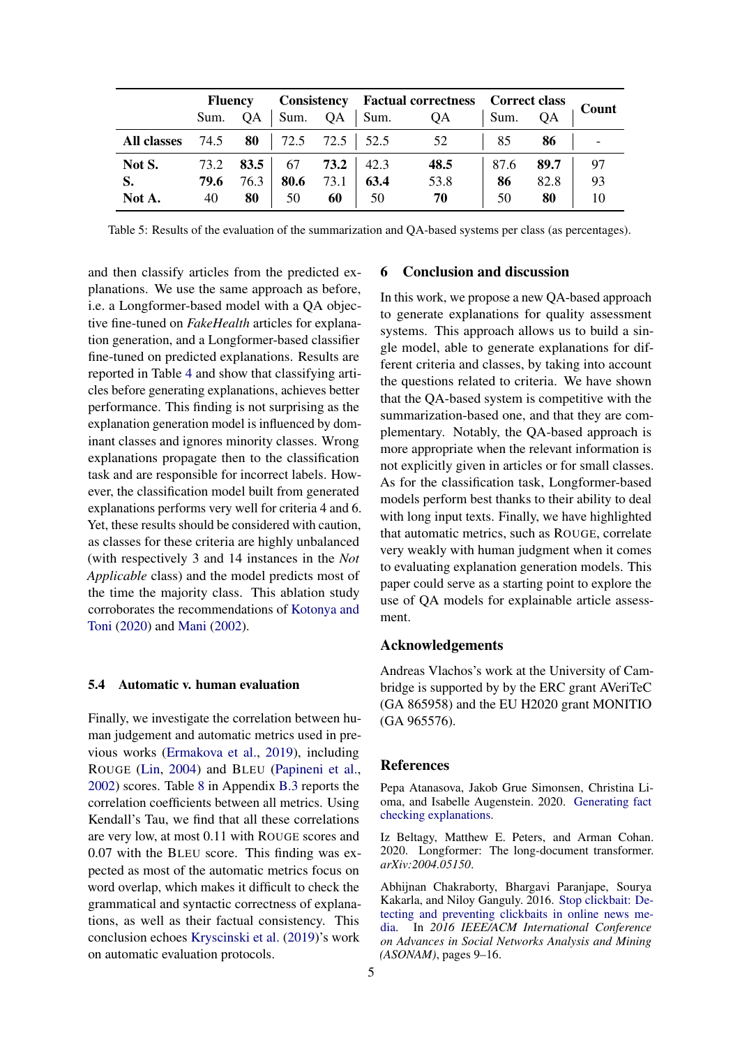| | **Fluency** | | **Consistency** | | **Factual correctness** | | **Correct class** | | **Count** |
|---|---|---|---|---|---|---|---|---|---|
| | Sum. | QA | Sum. | QA | Sum. | QA | Sum. | QA | |
| **All classes** | 74.5 | **80** | 72.5 | 72.5 | 52.5 | 52 | 85 | **86** | - |
| **Not S.** | 73.2 | **83.5** | 67 | **73.2** | 42.3 | **48.5** | 87.6 | **89.7** | 97 |
| **S.** | **79.6** | 76.3 | **80.6** | 73.1 | **63.4** | 53.8 | **86** | 82.8 | 93 |
| **Not A.** | 40 | **80** | 50 | **60** | 50 | **70** | 50 | **80** | 10 |

Table 5: Results of the evaluation of the summarization and QA-based systems per class (as percentages).

and then classify articles from the predicted explanations. We use the same approach as before, i.e. a Longformer-based model with a QA objective fine-tuned on *FakeHealth* articles for explanation generation, and a Longformer-based classifier fine-tuned on predicted explanations. Results are reported in Table 4 and show that classifying articles before generating explanations, achieves better performance. This finding is not surprising as the explanation generation model is influenced by dominant classes and ignores minority classes. Wrong explanations propagate then to the classification task and are responsible for incorrect labels. However, the classification model built from generated explanations performs very well for criteria 4 and 6. Yet, these results should be considered with caution, as classes for these criteria are highly unbalanced (with respectively 3 and 14 instances in the *Not Applicable* class) and the model predicts most of the time the majority class. This ablation study corroborates the recommendations of Kotonya and Toni (2020) and Mani (2002).

### 5.4 Automatic v. human evaluation

Finally, we investigate the correlation between human judgement and automatic metrics used in previous works (Ermakova et al., 2019), including ROUGE (Lin, 2004) and BLEU (Papineni et al., 2002) scores. Table 8 in Appendix B.3 reports the correlation coefficients between all metrics. Using Kendall's Tau, we find that all these correlations are very low, at most 0.11 with ROUGE scores and 0.07 with the BLEU score. This finding was expected as most of the automatic metrics focus on word overlap, which makes it difficult to check the grammatical and syntactic correctness of explanations, as well as their factual consistency. This conclusion echoes Kryscinski et al. (2019)'s work on automatic evaluation protocols.

## 6 Conclusion and discussion

In this work, we propose a new QA-based approach to generate explanations for quality assessment systems. This approach allows us to build a single model, able to generate explanations for different criteria and classes, by taking into account the questions related to criteria. We have shown that the QA-based system is competitive with the summarization-based one, and that they are complementary. Notably, the QA-based approach is more appropriate when the relevant information is not explicitly given in articles or for small classes. As for the classification task, Longformer-based models perform best thanks to their ability to deal with long input texts. Finally, we have highlighted that automatic metrics, such as ROUGE, correlate very weakly with human judgment when it comes to evaluating explanation generation models. This paper could serve as a starting point to explore the use of QA models for explainable article assessment.

## Acknowledgements

Andreas Vlachos's work at the University of Cambridge is supported by by the ERC grant AVeriTeC (GA 865958) and the EU H2020 grant MONITIO (GA 965576).

## References

Pepa Atanasova, Jakob Grue Simonsen, Christina Lioma, and Isabelle Augenstein. 2020. Generating fact checking explanations.

Iz Beltagy, Matthew E. Peters, and Arman Cohan. 2020. Longformer: The long-document transformer. *arXiv:2004.05150*.

Abhijnan Chakraborty, Bhargavi Paranjape, Sourya Kakarla, and Niloy Ganguly. 2016. Stop clickbait: Detecting and preventing clickbaits in online news media. In *2016 IEEE/ACM International Conference on Advances in Social Networks Analysis and Mining (ASONAM)*, pages 9–16.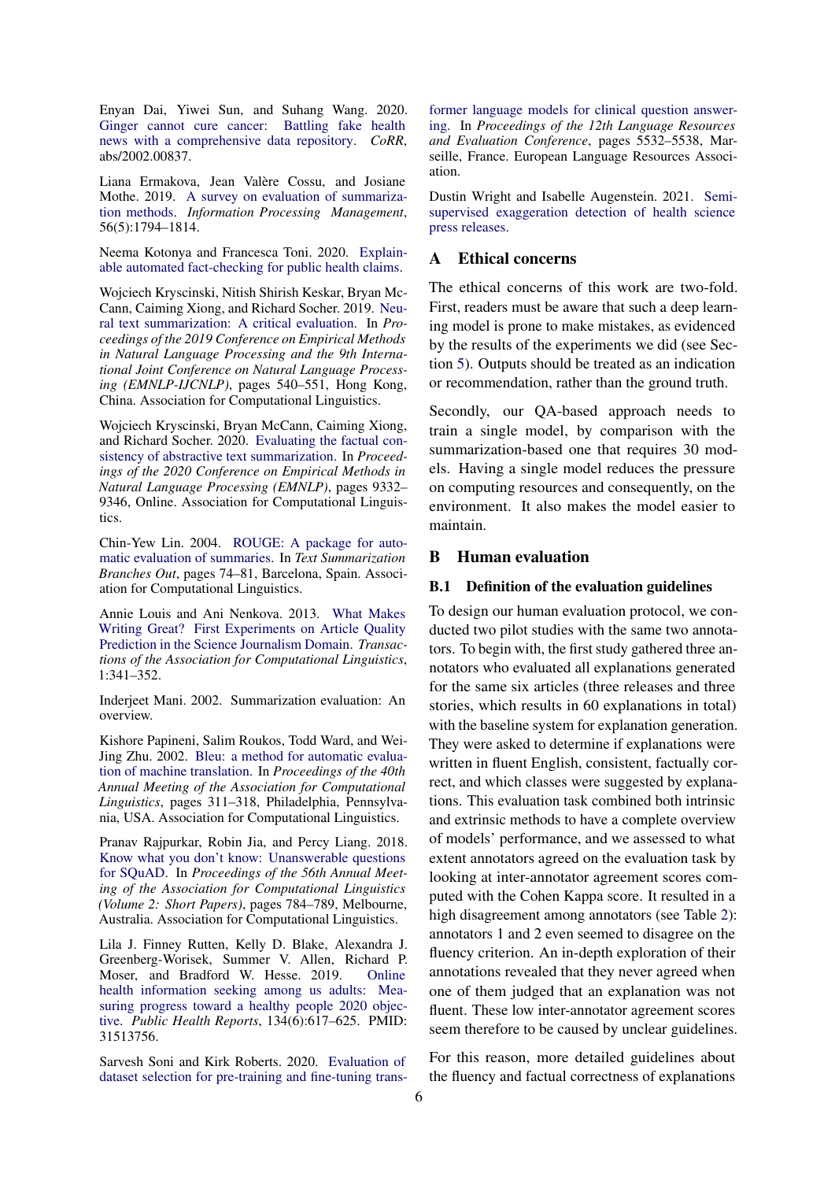Enyan Dai, Yiwei Sun, and Suhang Wang. 2020. Ginger cannot cure cancer: Battling fake health news with a comprehensive data repository. *CoRR*, abs/2002.00837.

Liana Ermakova, Jean Valère Cossu, and Josiane Mothe. 2019. A survey on evaluation of summarization methods. *Information Processing Management*, 56(5):1794–1814.

Neema Kotonya and Francesca Toni. 2020. Explainable automated fact-checking for public health claims.

Wojciech Kryscinski, Nitish Shirish Keskar, Bryan McCann, Caiming Xiong, and Richard Socher. 2019. Neural text summarization: A critical evaluation. In *Proceedings of the 2019 Conference on Empirical Methods in Natural Language Processing and the 9th International Joint Conference on Natural Language Processing (EMNLP-IJCNLP)*, pages 540–551, Hong Kong, China. Association for Computational Linguistics.

Wojciech Kryscinski, Bryan McCann, Caiming Xiong, and Richard Socher. 2020. Evaluating the factual consistency of abstractive text summarization. In *Proceedings of the 2020 Conference on Empirical Methods in Natural Language Processing (EMNLP)*, pages 9332–9346, Online. Association for Computational Linguistics.

Chin-Yew Lin. 2004. ROUGE: A package for automatic evaluation of summaries. In *Text Summarization Branches Out*, pages 74–81, Barcelona, Spain. Association for Computational Linguistics.

Annie Louis and Ani Nenkova. 2013. What Makes Writing Great? First Experiments on Article Quality Prediction in the Science Journalism Domain. *Transactions of the Association for Computational Linguistics*, 1:341–352.

Inderjeet Mani. 2002. Summarization evaluation: An overview.

Kishore Papineni, Salim Roukos, Todd Ward, and Wei-Jing Zhu. 2002. Bleu: a method for automatic evaluation of machine translation. In *Proceedings of the 40th Annual Meeting of the Association for Computational Linguistics*, pages 311–318, Philadelphia, Pennsylvania, USA. Association for Computational Linguistics.

Pranav Rajpurkar, Robin Jia, and Percy Liang. 2018. Know what you don't know: Unanswerable questions for SQuAD. In *Proceedings of the 56th Annual Meeting of the Association for Computational Linguistics (Volume 2: Short Papers)*, pages 784–789, Melbourne, Australia. Association for Computational Linguistics.

Lila J. Finney Rutten, Kelly D. Blake, Alexandra J. Greenberg-Worisek, Summer V. Allen, Richard P. Moser, and Bradford W. Hesse. 2019. Online health information seeking among us adults: Measuring progress toward a healthy people 2020 objective. *Public Health Reports*, 134(6):617–625. PMID: 31513756.

Sarvesh Soni and Kirk Roberts. 2020. Evaluation of dataset selection for pre-training and fine-tuning transformer language models for clinical question answering. In *Proceedings of the 12th Language Resources and Evaluation Conference*, pages 5532–5538, Marseille, France. European Language Resources Association.

Dustin Wright and Isabelle Augenstein. 2021. Semi-supervised exaggeration detection of health science press releases.

## A Ethical concerns

The ethical concerns of this work are two-fold. First, readers must be aware that such a deep learning model is prone to make mistakes, as evidenced by the results of the experiments we did (see Section 5). Outputs should be treated as an indication or recommendation, rather than the ground truth.

Secondly, our QA-based approach needs to train a single model, by comparison with the summarization-based one that requires 30 models. Having a single model reduces the pressure on computing resources and consequently, on the environment. It also makes the model easier to maintain.

## B Human evaluation

### B.1 Definition of the evaluation guidelines

To design our human evaluation protocol, we conducted two pilot studies with the same two annotators. To begin with, the first study gathered three annotators who evaluated all explanations generated for the same six articles (three releases and three stories, which results in 60 explanations in total) with the baseline system for explanation generation. They were asked to determine if explanations were written in fluent English, consistent, factually correct, and which classes were suggested by explanations. This evaluation task combined both intrinsic and extrinsic methods to have a complete overview of models' performance, and we assessed to what extent annotators agreed on the evaluation task by looking at inter-annotator agreement scores computed with the Cohen Kappa score. It resulted in a high disagreement among annotators (see Table 2): annotators 1 and 2 even seemed to disagree on the fluency criterion. An in-depth exploration of their annotations revealed that they never agreed when one of them judged that an explanation was not fluent. These low inter-annotator agreement scores seem therefore to be caused by unclear guidelines.

For this reason, more detailed guidelines about the fluency and factual correctness of explanations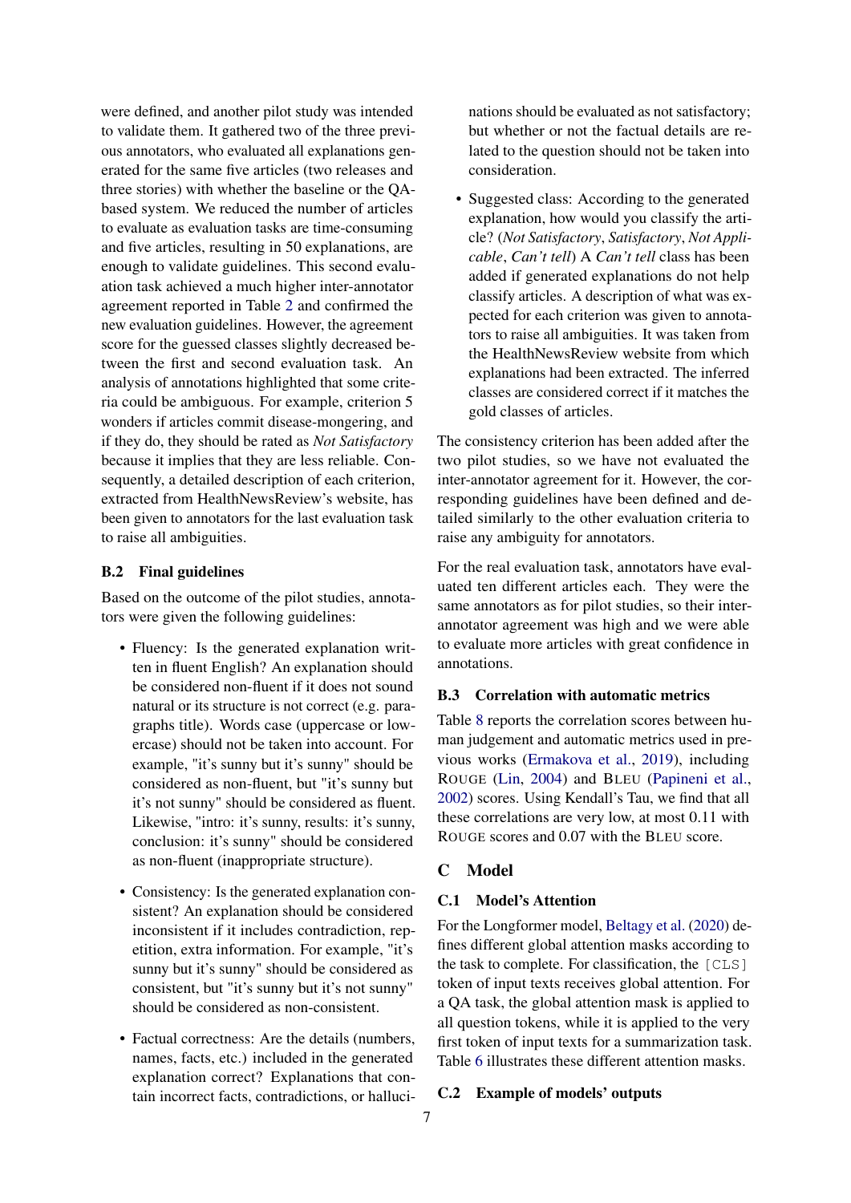were defined, and another pilot study was intended to validate them. It gathered two of the three previous annotators, who evaluated all explanations generated for the same five articles (two releases and three stories) with whether the baseline or the QA-based system. We reduced the number of articles to evaluate as evaluation tasks are time-consuming and five articles, resulting in 50 explanations, are enough to validate guidelines. This second evaluation task achieved a much higher inter-annotator agreement reported in Table 2 and confirmed the new evaluation guidelines. However, the agreement score for the guessed classes slightly decreased between the first and second evaluation task. An analysis of annotations highlighted that some criteria could be ambiguous. For example, criterion 5 wonders if articles commit disease-mongering, and if they do, they should be rated as *Not Satisfactory* because it implies that they are less reliable. Consequently, a detailed description of each criterion, extracted from HealthNewsReview's website, has been given to annotators for the last evaluation task to raise all ambiguities.

### B.2 Final guidelines

Based on the outcome of the pilot studies, annotators were given the following guidelines:

- Fluency: Is the generated explanation written in fluent English? An explanation should be considered non-fluent if it does not sound natural or its structure is not correct (e.g. paragraphs title). Words case (uppercase or lowercase) should not be taken into account. For example, "it's sunny but it's sunny" should be considered as non-fluent, but "it's sunny but it's not sunny" should be considered as fluent. Likewise, "intro: it's sunny, results: it's sunny, conclusion: it's sunny" should be considered as non-fluent (inappropriate structure).
- Consistency: Is the generated explanation consistent? An explanation should be considered inconsistent if it includes contradiction, repetition, extra information. For example, "it's sunny but it's sunny" should be considered as consistent, but "it's sunny but it's not sunny" should be considered as non-consistent.
- Factual correctness: Are the details (numbers, names, facts, etc.) included in the generated explanation correct? Explanations that contain incorrect facts, contradictions, or hallucinations should be evaluated as not satisfactory; but whether or not the factual details are related to the question should not be taken into consideration.
- Suggested class: According to the generated explanation, how would you classify the article? (*Not Satisfactory*, *Satisfactory*, *Not Applicable*, *Can't tell*) A *Can't tell* class has been added if generated explanations do not help classify articles. A description of what was expected for each criterion was given to annotators to raise all ambiguities. It was taken from the HealthNewsReview website from which explanations had been extracted. The inferred classes are considered correct if it matches the gold classes of articles.

The consistency criterion has been added after the two pilot studies, so we have not evaluated the inter-annotator agreement for it. However, the corresponding guidelines have been defined and detailed similarly to the other evaluation criteria to raise any ambiguity for annotators.

For the real evaluation task, annotators have evaluated ten different articles each. They were the same annotators as for pilot studies, so their inter-annotator agreement was high and we were able to evaluate more articles with great confidence in annotations.

### B.3 Correlation with automatic metrics

Table 8 reports the correlation scores between human judgement and automatic metrics used in previous works (Ermakova et al., 2019), including ROUGE (Lin, 2004) and BLEU (Papineni et al., 2002) scores. Using Kendall's Tau, we find that all these correlations are very low, at most 0.11 with ROUGE scores and 0.07 with the BLEU score.

## C Model

### C.1 Model's Attention

For the Longformer model, Beltagy et al. (2020) defines different global attention masks according to the task to complete. For classification, the `[CLS]` token of input texts receives global attention. For a QA task, the global attention mask is applied to all question tokens, while it is applied to the very first token of input texts for a summarization task. Table 6 illustrates these different attention masks.

### C.2 Example of models' outputs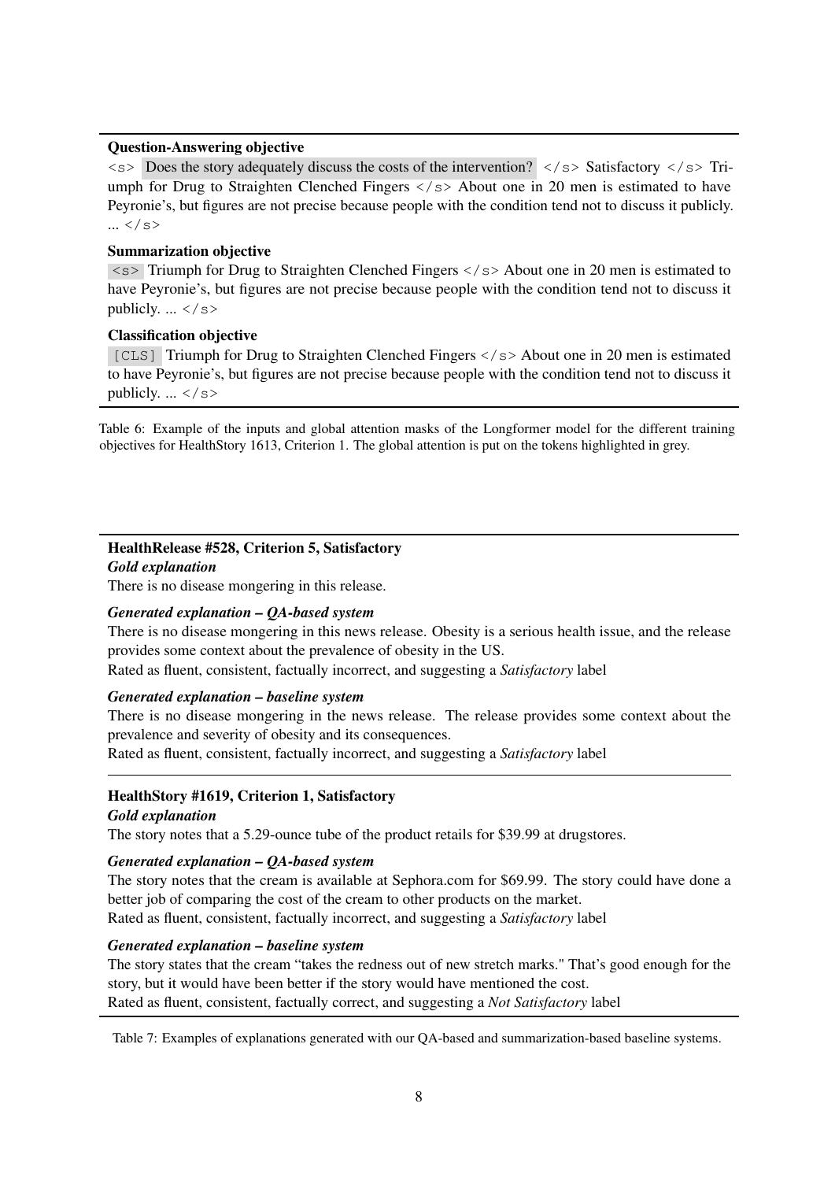**Question-Answering objective**

<s> Does the story adequately discuss the costs of the intervention? </s> Satisfactory </s> Triumph for Drug to Straighten Clenched Fingers </s> About one in 20 men is estimated to have Peyronie's, but figures are not precise because people with the condition tend not to discuss it publicly. ... </s>

**Summarization objective**

<s> Triumph for Drug to Straighten Clenched Fingers </s> About one in 20 men is estimated to have Peyronie's, but figures are not precise because people with the condition tend not to discuss it publicly. ... </s>

**Classification objective**

[CLS] Triumph for Drug to Straighten Clenched Fingers </s> About one in 20 men is estimated to have Peyronie's, but figures are not precise because people with the condition tend not to discuss it publicly. ... </s>

Table 6: Example of the inputs and global attention masks of the Longformer model for the different training objectives for HealthStory 1613, Criterion 1. The global attention is put on the tokens highlighted in grey.

**HealthRelease #528, Criterion 5, Satisfactory**

***Gold explanation***

There is no disease mongering in this release.

***Generated explanation – QA-based system***

There is no disease mongering in this news release. Obesity is a serious health issue, and the release provides some context about the prevalence of obesity in the US.

Rated as fluent, consistent, factually incorrect, and suggesting a *Satisfactory* label

***Generated explanation – baseline system***

There is no disease mongering in the news release. The release provides some context about the prevalence and severity of obesity and its consequences.

Rated as fluent, consistent, factually incorrect, and suggesting a *Satisfactory* label

**HealthStory #1619, Criterion 1, Satisfactory**

***Gold explanation***

The story notes that a 5.29-ounce tube of the product retails for $39.99 at drugstores.

***Generated explanation – QA-based system***

The story notes that the cream is available at Sephora.com for $69.99. The story could have done a better job of comparing the cost of the cream to other products on the market.

Rated as fluent, consistent, factually incorrect, and suggesting a *Satisfactory* label

***Generated explanation – baseline system***

The story states that the cream "takes the redness out of new stretch marks." That's good enough for the story, but it would have been better if the story would have mentioned the cost.

Rated as fluent, consistent, factually correct, and suggesting a *Not Satisfactory* label

Table 7: Examples of explanations generated with our QA-based and summarization-based baseline systems.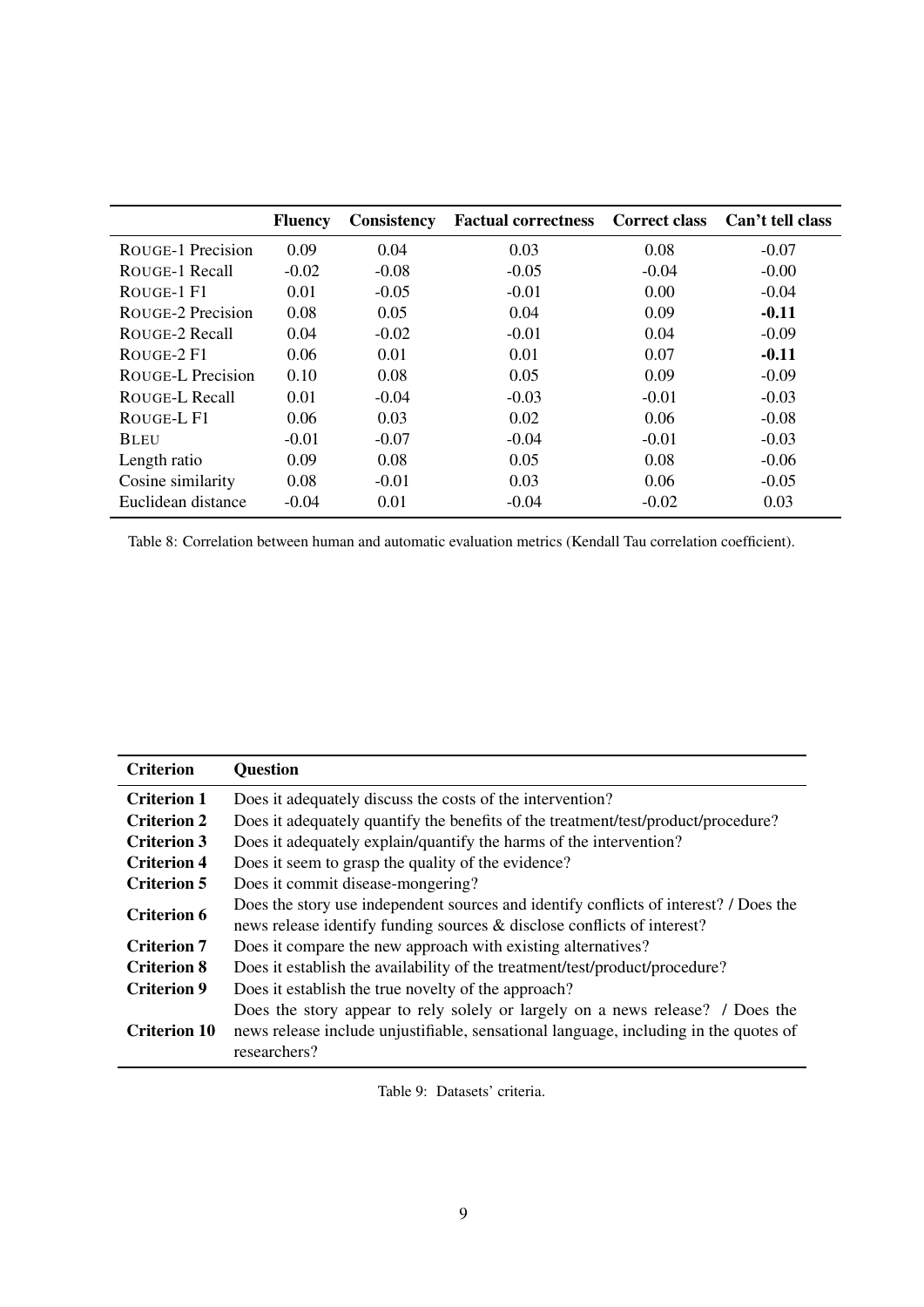|  | **Fluency** | **Consistency** | **Factual correctness** | **Correct class** | **Can't tell class** |
|---|---|---|---|---|---|
| ROUGE-1 Precision | 0.09 | 0.04 | 0.03 | 0.08 | -0.07 |
| ROUGE-1 Recall | -0.02 | -0.08 | -0.05 | -0.04 | -0.00 |
| ROUGE-1 F1 | 0.01 | -0.05 | -0.01 | 0.00 | -0.04 |
| ROUGE-2 Precision | 0.08 | 0.05 | 0.04 | 0.09 | **-0.11** |
| ROUGE-2 Recall | 0.04 | -0.02 | -0.01 | 0.04 | -0.09 |
| ROUGE-2 F1 | 0.06 | 0.01 | 0.01 | 0.07 | **-0.11** |
| ROUGE-L Precision | 0.10 | 0.08 | 0.05 | 0.09 | -0.09 |
| ROUGE-L Recall | 0.01 | -0.04 | -0.03 | -0.01 | -0.03 |
| ROUGE-L F1 | 0.06 | 0.03 | 0.02 | 0.06 | -0.08 |
| BLEU | -0.01 | -0.07 | -0.04 | -0.01 | -0.03 |
| Length ratio | 0.09 | 0.08 | 0.05 | 0.08 | -0.06 |
| Cosine similarity | 0.08 | -0.01 | 0.03 | 0.06 | -0.05 |
| Euclidean distance | -0.04 | 0.01 | -0.04 | -0.02 | 0.03 |

Table 8: Correlation between human and automatic evaluation metrics (Kendall Tau correlation coefficient).

| **Criterion** | **Question** |
|---|---|
| **Criterion 1** | Does it adequately discuss the costs of the intervention? |
| **Criterion 2** | Does it adequately quantify the benefits of the treatment/test/product/procedure? |
| **Criterion 3** | Does it adequately explain/quantify the harms of the intervention? |
| **Criterion 4** | Does it seem to grasp the quality of the evidence? |
| **Criterion 5** | Does it commit disease-mongering? |
| **Criterion 6** | Does the story use independent sources and identify conflicts of interest? / Does the news release identify funding sources & disclose conflicts of interest? |
| **Criterion 7** | Does it compare the new approach with existing alternatives? |
| **Criterion 8** | Does it establish the availability of the treatment/test/product/procedure? |
| **Criterion 9** | Does it establish the true novelty of the approach? |
| **Criterion 10** | Does the story appear to rely solely or largely on a news release? / Does the news release include unjustifiable, sensational language, including in the quotes of researchers? |

Table 9: Datasets' criteria.